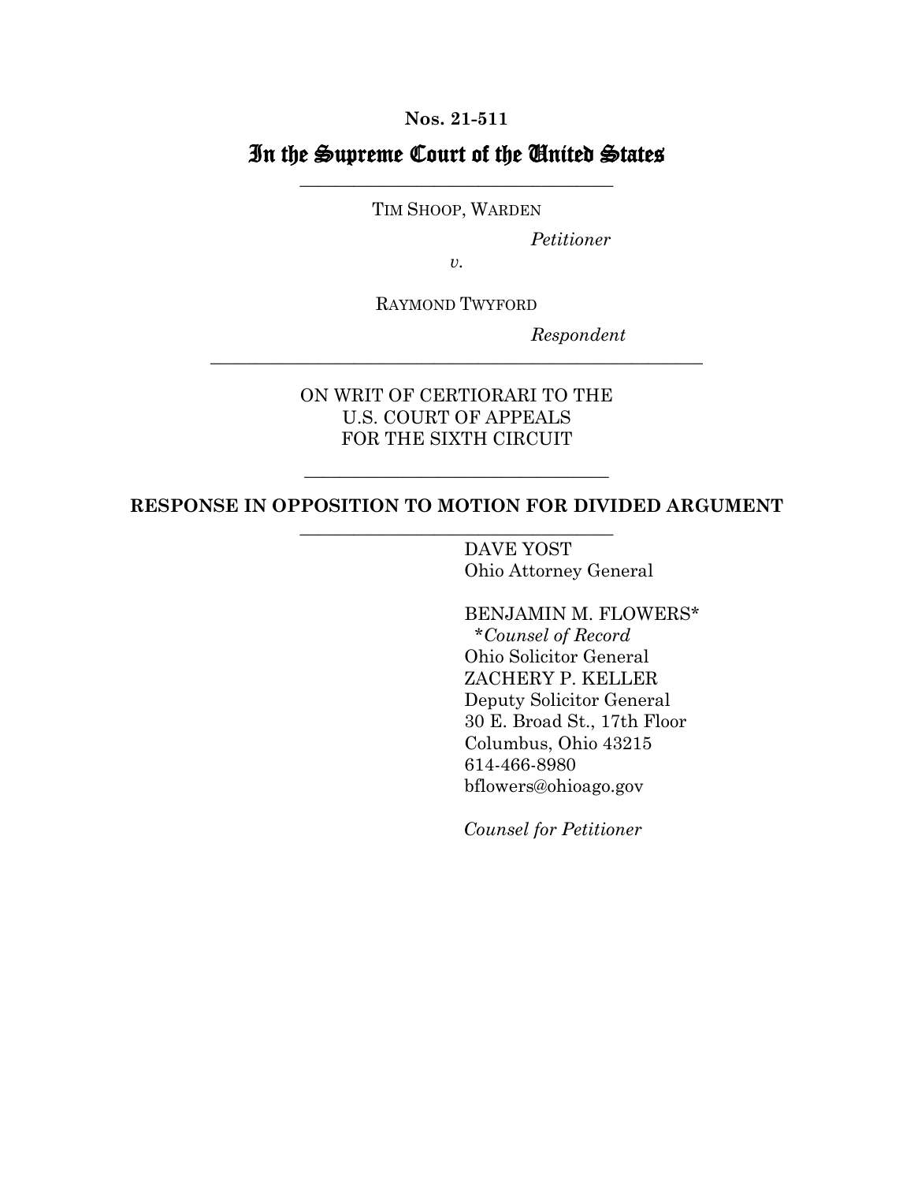**Nos. 21-511**

# In the Supreme Court of the United States

---

TIM SHOOP, WARDEN

*Petitioner*

*v.*

RAYMOND TWYFORD

*Respondent*

---

ON WRIT OF CERTIORARI TO THE
U.S. COURT OF APPEALS
FOR THE SIXTH CIRCUIT

---

**RESPONSE IN OPPOSITION TO MOTION FOR DIVIDED ARGUMENT**

---

DAVE YOST
Ohio Attorney General

BENJAMIN M. FLOWERS*
*\*Counsel of Record*
Ohio Solicitor General
ZACHERY P. KELLER
Deputy Solicitor General
30 E. Broad St., 17th Floor
Columbus, Ohio 43215
614-466-8980
bflowers@ohioago.gov

*Counsel for Petitioner*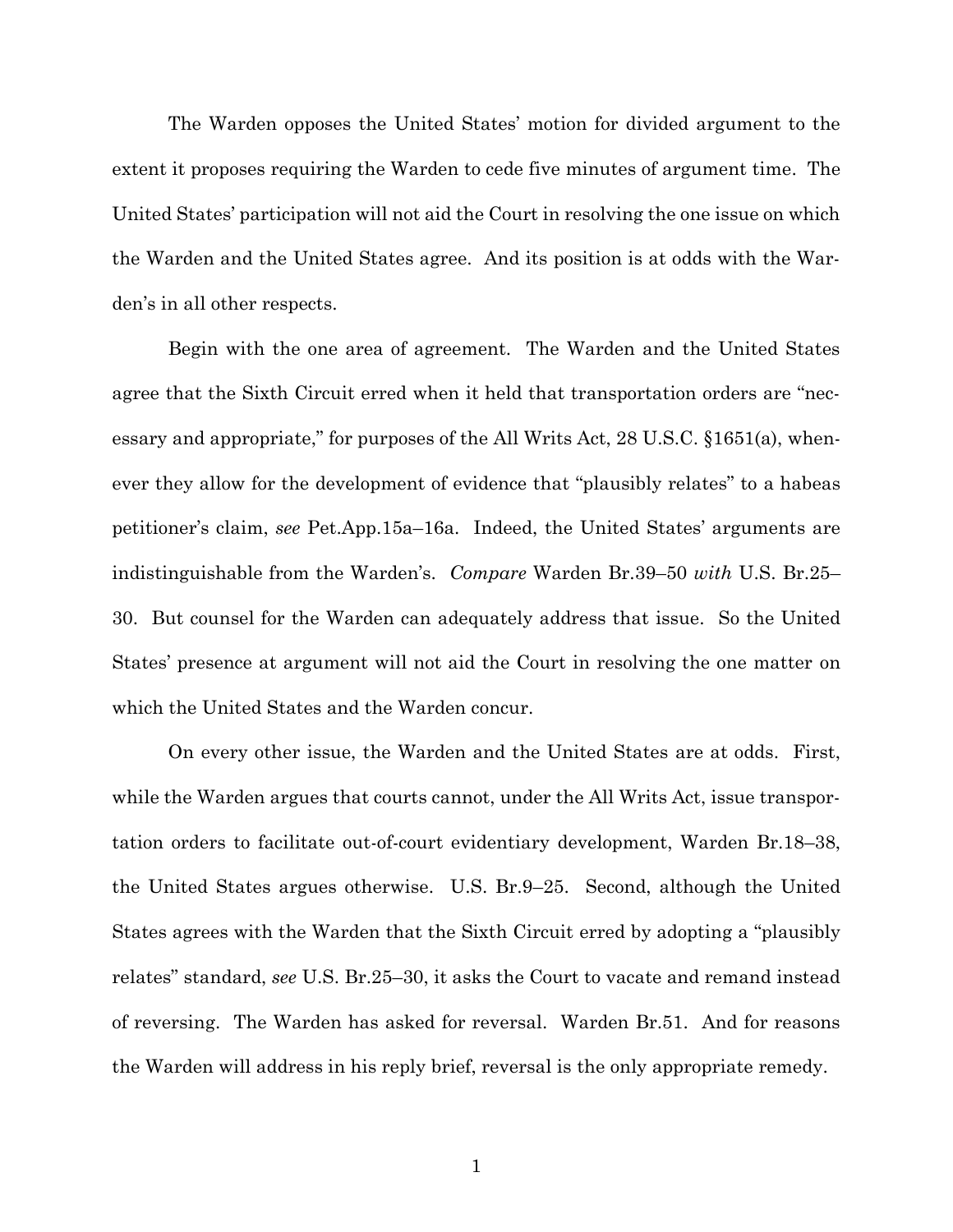The Warden opposes the United States' motion for divided argument to the extent it proposes requiring the Warden to cede five minutes of argument time. The United States' participation will not aid the Court in resolving the one issue on which the Warden and the United States agree. And its position is at odds with the Warden's in all other respects.

Begin with the one area of agreement. The Warden and the United States agree that the Sixth Circuit erred when it held that transportation orders are "necessary and appropriate," for purposes of the All Writs Act, 28 U.S.C. §1651(a), whenever they allow for the development of evidence that "plausibly relates" to a habeas petitioner's claim, *see* Pet.App.15a–16a. Indeed, the United States' arguments are indistinguishable from the Warden's. *Compare* Warden Br.39–50 *with* U.S. Br.25–30. But counsel for the Warden can adequately address that issue. So the United States' presence at argument will not aid the Court in resolving the one matter on which the United States and the Warden concur.

On every other issue, the Warden and the United States are at odds. First, while the Warden argues that courts cannot, under the All Writs Act, issue transportation orders to facilitate out-of-court evidentiary development, Warden Br.18–38, the United States argues otherwise. U.S. Br.9–25. Second, although the United States agrees with the Warden that the Sixth Circuit erred by adopting a "plausibly relates" standard, *see* U.S. Br.25–30, it asks the Court to vacate and remand instead of reversing. The Warden has asked for reversal. Warden Br.51. And for reasons the Warden will address in his reply brief, reversal is the only appropriate remedy.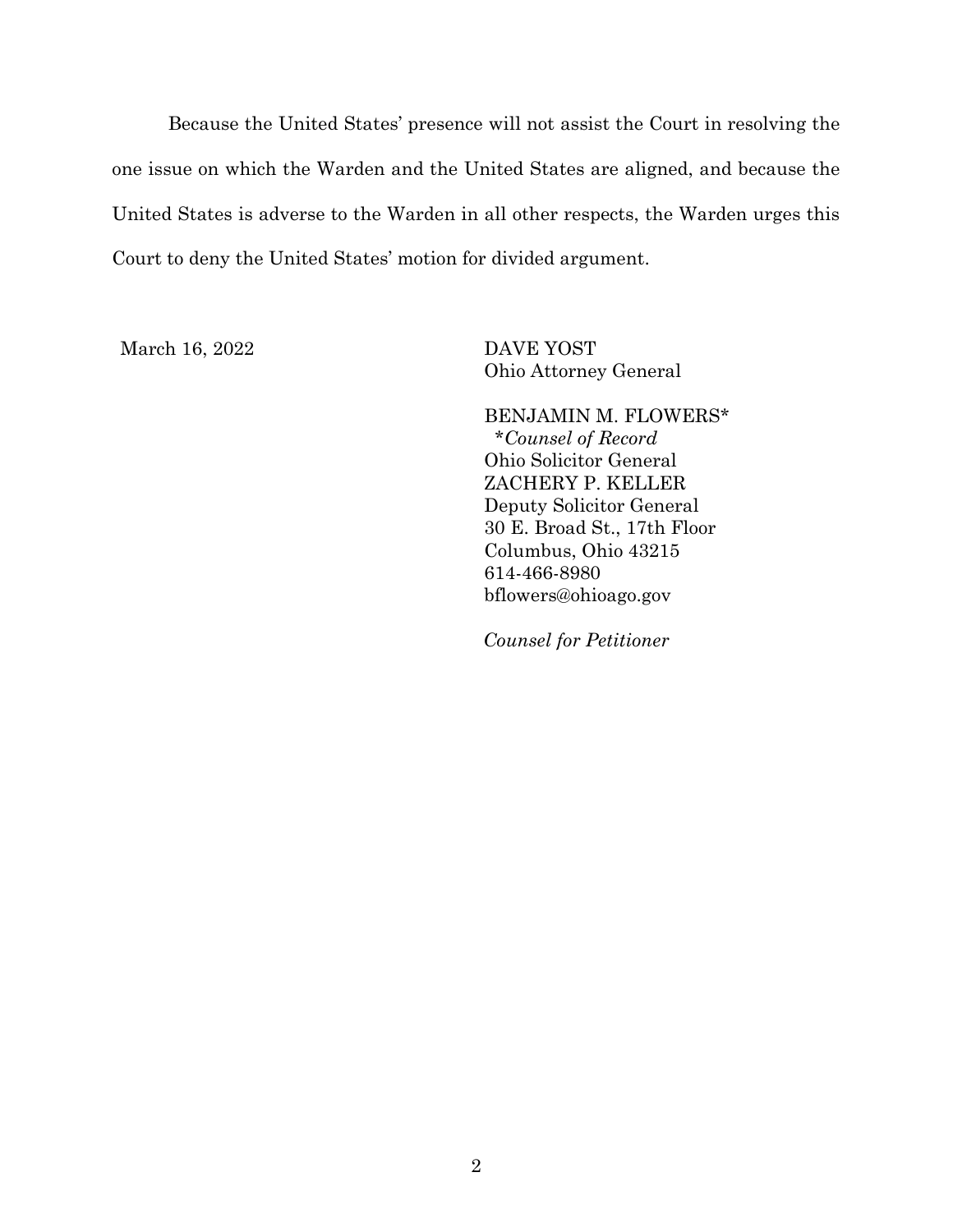Because the United States' presence will not assist the Court in resolving the one issue on which the Warden and the United States are aligned, and because the United States is adverse to the Warden in all other respects, the Warden urges this Court to deny the United States' motion for divided argument.

March 16, 2022

DAVE YOST
Ohio Attorney General

BENJAMIN M. FLOWERS*
*\*Counsel of Record*
Ohio Solicitor General
ZACHERY P. KELLER
Deputy Solicitor General
30 E. Broad St., 17th Floor
Columbus, Ohio 43215
614-466-8980
bflowers@ohioago.gov

*Counsel for Petitioner*